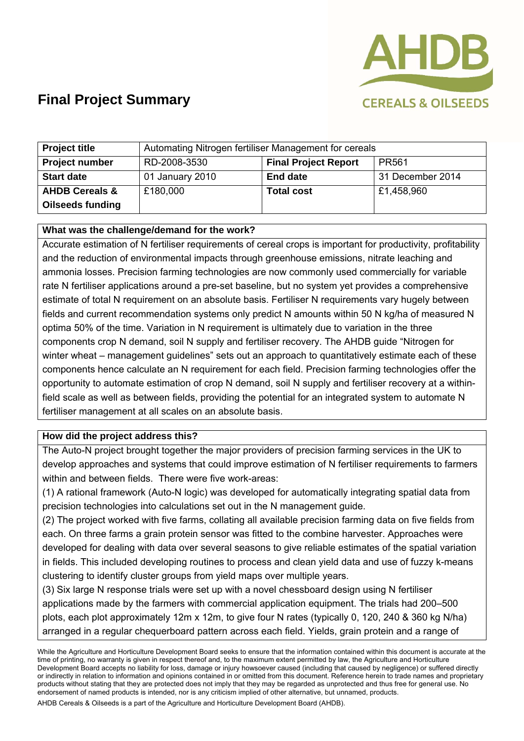# Final Project Summary

AHDB CEREALS & OILSEEDS

| Project title | Automating Nitrogen fertiliser Management for cereals | | |
|---|---|---|---|
| **Project number** | RD-2008-3530 | **Final Project Report** | PR561 |
| **Start date** | 01 January 2010 | **End date** | 31 December 2014 |
| **AHDB Cereals & Oilseeds funding** | £180,000 | **Total cost** | £1,458,960 |

**What was the challenge/demand for the work?**

Accurate estimation of N fertiliser requirements of cereal crops is important for productivity, profitability and the reduction of environmental impacts through greenhouse emissions, nitrate leaching and ammonia losses. Precision farming technologies are now commonly used commercially for variable rate N fertiliser applications around a pre-set baseline, but no system yet provides a comprehensive estimate of total N requirement on an absolute basis. Fertiliser N requirements vary hugely between fields and current recommendation systems only predict N amounts within 50 N kg/ha of measured N optima 50% of the time. Variation in N requirement is ultimately due to variation in the three components crop N demand, soil N supply and fertiliser recovery. The AHDB guide "Nitrogen for winter wheat – management guidelines" sets out an approach to quantitatively estimate each of these components hence calculate an N requirement for each field. Precision farming technologies offer the opportunity to automate estimation of crop N demand, soil N supply and fertiliser recovery at a within-field scale as well as between fields, providing the potential for an integrated system to automate N fertiliser management at all scales on an absolute basis.

**How did the project address this?**

The Auto-N project brought together the major providers of precision farming services in the UK to develop approaches and systems that could improve estimation of N fertiliser requirements to farmers within and between fields. There were five work-areas:

(1) A rational framework (Auto-N logic) was developed for automatically integrating spatial data from precision technologies into calculations set out in the N management guide.

(2) The project worked with five farms, collating all available precision farming data on five fields from each. On three farms a grain protein sensor was fitted to the combine harvester. Approaches were developed for dealing with data over several seasons to give reliable estimates of the spatial variation in fields. This included developing routines to process and clean yield data and use of fuzzy k-means clustering to identify cluster groups from yield maps over multiple years.

(3) Six large N response trials were set up with a novel chessboard design using N fertiliser applications made by the farmers with commercial application equipment. The trials had 200–500 plots, each plot approximately 12m x 12m, to give four N rates (typically 0, 120, 240 & 360 kg N/ha) arranged in a regular chequerboard pattern across each field. Yields, grain protein and a range of

While the Agriculture and Horticulture Development Board seeks to ensure that the information contained within this document is accurate at the time of printing, no warranty is given in respect thereof and, to the maximum extent permitted by law, the Agriculture and Horticulture Development Board accepts no liability for loss, damage or injury howsoever caused (including that caused by negligence) or suffered directly or indirectly in relation to information and opinions contained in or omitted from this document. Reference herein to trade names and proprietary products without stating that they are protected does not imply that they may be regarded as unprotected and thus free for general use. No endorsement of named products is intended, nor is any criticism implied of other alternative, but unnamed, products.

AHDB Cereals & Oilseeds is a part of the Agriculture and Horticulture Development Board (AHDB).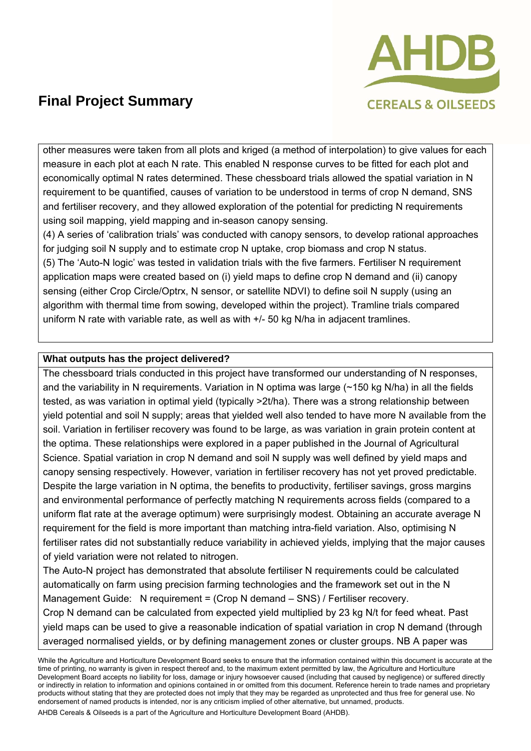other measures were taken from all plots and kriged (a method of interpolation) to give values for each measure in each plot at each N rate. This enabled N response curves to be fitted for each plot and economically optimal N rates determined. These chessboard trials allowed the spatial variation in N requirement to be quantified, causes of variation to be understood in terms of crop N demand, SNS and fertiliser recovery, and they allowed exploration of the potential for predicting N requirements using soil mapping, yield mapping and in-season canopy sensing.

(4) A series of 'calibration trials' was conducted with canopy sensors, to develop rational approaches for judging soil N supply and to estimate crop N uptake, crop biomass and crop N status.

(5) The 'Auto-N logic' was tested in validation trials with the five farmers. Fertiliser N requirement application maps were created based on (i) yield maps to define crop N demand and (ii) canopy sensing (either Crop Circle/Optrx, N sensor, or satellite NDVI) to define soil N supply (using an algorithm with thermal time from sowing, developed within the project). Tramline trials compared uniform N rate with variable rate, as well as with +/- 50 kg N/ha in adjacent tramlines.

**What outputs has the project delivered?**

The chessboard trials conducted in this project have transformed our understanding of N responses, and the variability in N requirements. Variation in N optima was large (~150 kg N/ha) in all the fields tested, as was variation in optimal yield (typically >2t/ha). There was a strong relationship between yield potential and soil N supply; areas that yielded well also tended to have more N available from the soil. Variation in fertiliser recovery was found to be large, as was variation in grain protein content at the optima. These relationships were explored in a paper published in the Journal of Agricultural Science. Spatial variation in crop N demand and soil N supply was well defined by yield maps and canopy sensing respectively. However, variation in fertiliser recovery has not yet proved predictable. Despite the large variation in N optima, the benefits to productivity, fertiliser savings, gross margins and environmental performance of perfectly matching N requirements across fields (compared to a uniform flat rate at the average optimum) were surprisingly modest. Obtaining an accurate average N requirement for the field is more important than matching intra-field variation. Also, optimising N fertiliser rates did not substantially reduce variability in achieved yields, implying that the major causes of yield variation were not related to nitrogen.

The Auto-N project has demonstrated that absolute fertiliser N requirements could be calculated automatically on farm using precision farming technologies and the framework set out in the N Management Guide: N requirement = (Crop N demand – SNS) / Fertiliser recovery.

Crop N demand can be calculated from expected yield multiplied by 23 kg N/t for feed wheat. Past yield maps can be used to give a reasonable indication of spatial variation in crop N demand (through averaged normalised yields, or by defining management zones or cluster groups. NB A paper was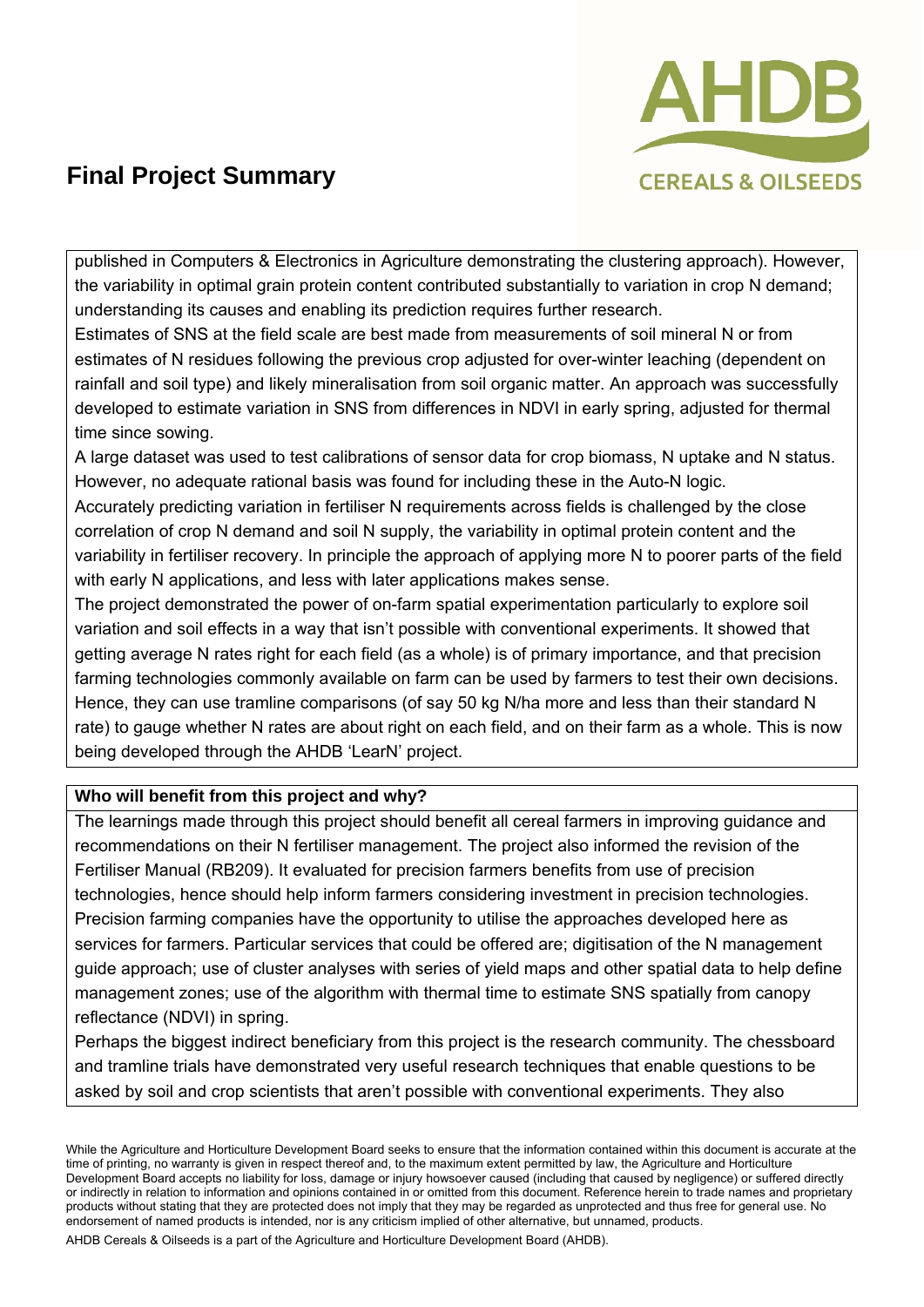published in Computers & Electronics in Agriculture demonstrating the clustering approach). However, the variability in optimal grain protein content contributed substantially to variation in crop N demand; understanding its causes and enabling its prediction requires further research.

Estimates of SNS at the field scale are best made from measurements of soil mineral N or from estimates of N residues following the previous crop adjusted for over-winter leaching (dependent on rainfall and soil type) and likely mineralisation from soil organic matter. An approach was successfully developed to estimate variation in SNS from differences in NDVI in early spring, adjusted for thermal time since sowing.

A large dataset was used to test calibrations of sensor data for crop biomass, N uptake and N status. However, no adequate rational basis was found for including these in the Auto-N logic.

Accurately predicting variation in fertiliser N requirements across fields is challenged by the close correlation of crop N demand and soil N supply, the variability in optimal protein content and the variability in fertiliser recovery. In principle the approach of applying more N to poorer parts of the field with early N applications, and less with later applications makes sense.

The project demonstrated the power of on-farm spatial experimentation particularly to explore soil variation and soil effects in a way that isn't possible with conventional experiments. It showed that getting average N rates right for each field (as a whole) is of primary importance, and that precision farming technologies commonly available on farm can be used by farmers to test their own decisions. Hence, they can use tramline comparisons (of say 50 kg N/ha more and less than their standard N rate) to gauge whether N rates are about right on each field, and on their farm as a whole. This is now being developed through the AHDB 'LearN' project.

**Who will benefit from this project and why?**

The learnings made through this project should benefit all cereal farmers in improving guidance and recommendations on their N fertiliser management. The project also informed the revision of the Fertiliser Manual (RB209). It evaluated for precision farmers benefits from use of precision technologies, hence should help inform farmers considering investment in precision technologies. Precision farming companies have the opportunity to utilise the approaches developed here as services for farmers. Particular services that could be offered are; digitisation of the N management guide approach; use of cluster analyses with series of yield maps and other spatial data to help define management zones; use of the algorithm with thermal time to estimate SNS spatially from canopy reflectance (NDVI) in spring.

Perhaps the biggest indirect beneficiary from this project is the research community. The chessboard and tramline trials have demonstrated very useful research techniques that enable questions to be asked by soil and crop scientists that aren't possible with conventional experiments. They also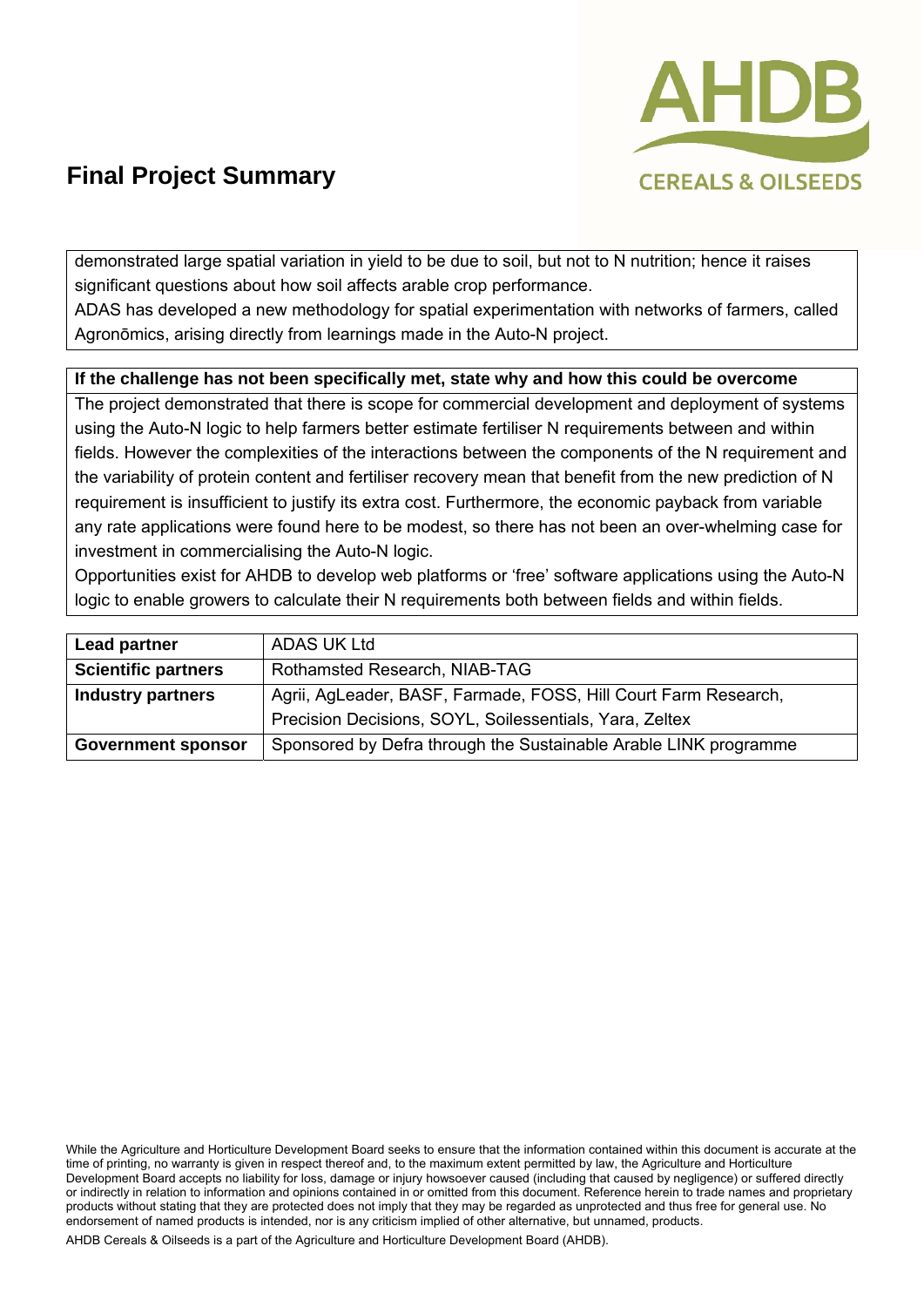## Final Project Summary

demonstrated large spatial variation in yield to be due to soil, but not to N nutrition; hence it raises significant questions about how soil affects arable crop performance.

ADAS has developed a new methodology for spatial experimentation with networks of farmers, called Agronōmics, arising directly from learnings made in the Auto-N project.

**If the challenge has not been specifically met, state why and how this could be overcome**

The project demonstrated that there is scope for commercial development and deployment of systems using the Auto-N logic to help farmers better estimate fertiliser N requirements between and within fields. However the complexities of the interactions between the components of the N requirement and the variability of protein content and fertiliser recovery mean that benefit from the new prediction of N requirement is insufficient to justify its extra cost. Furthermore, the economic payback from variable any rate applications were found here to be modest, so there has not been an over-whelming case for investment in commercialising the Auto-N logic.

Opportunities exist for AHDB to develop web platforms or 'free' software applications using the Auto-N logic to enable growers to calculate their N requirements both between fields and within fields.

| | |
|---|---|
| **Lead partner** | ADAS UK Ltd |
| **Scientific partners** | Rothamsted Research, NIAB-TAG |
| **Industry partners** | Agrii, AgLeader, BASF, Farmade, FOSS, Hill Court Farm Research, Precision Decisions, SOYL, Soilessentials, Yara, Zeltex |
| **Government sponsor** | Sponsored by Defra through the Sustainable Arable LINK programme |

While the Agriculture and Horticulture Development Board seeks to ensure that the information contained within this document is accurate at the time of printing, no warranty is given in respect thereof and, to the maximum extent permitted by law, the Agriculture and Horticulture Development Board accepts no liability for loss, damage or injury howsoever caused (including that caused by negligence) or suffered directly or indirectly in relation to information and opinions contained in or omitted from this document. Reference herein to trade names and proprietary products without stating that they are protected does not imply that they may be regarded as unprotected and thus free for general use. No endorsement of named products is intended, nor is any criticism implied of other alternative, but unnamed, products.

AHDB Cereals & Oilseeds is a part of the Agriculture and Horticulture Development Board (AHDB).